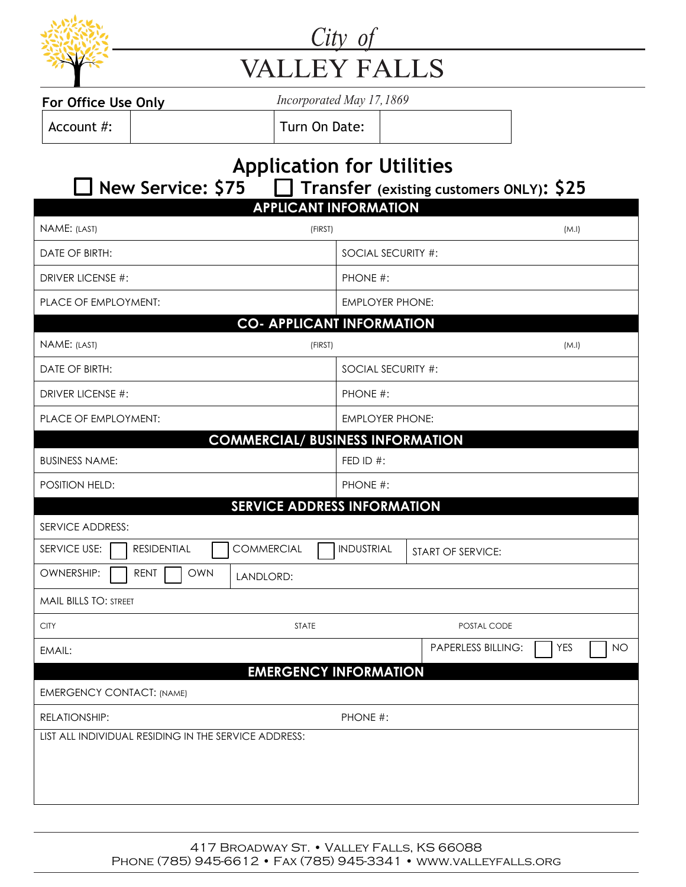*City of*

# VALLEY FALLS

*Incorporated May 17, 1869*

**For Office Use Only**

| Account #: | | Turn On Date: | |
|---|---|---|---|

## Application for Utilities

☐ **New Service: $75** ☐ **Transfer (existing customers ONLY): $25**

### APPLICANT INFORMATION

| NAME: (LAST) | (FIRST) | (M.I) |
|---|---|---|
| DATE OF BIRTH: | SOCIAL SECURITY #: | |
| DRIVER LICENSE #: | PHONE #: | |
| PLACE OF EMPLOYMENT: | EMPLOYER PHONE: | |

### CO- APPLICANT INFORMATION

| NAME: (LAST) | (FIRST) | (M.I) |
|---|---|---|
| DATE OF BIRTH: | SOCIAL SECURITY #: | |
| DRIVER LICENSE #: | PHONE #: | |
| PLACE OF EMPLOYMENT: | EMPLOYER PHONE: | |

### COMMERCIAL/ BUSINESS INFORMATION

| BUSINESS NAME: | FED ID #: |
|---|---|
| POSITION HELD: | PHONE #: |

### SERVICE ADDRESS INFORMATION

| SERVICE ADDRESS: | | |
|---|---|---|
| SERVICE USE: ☐ RESIDENTIAL ☐ COMMERCIAL ☐ INDUSTRIAL | START OF SERVICE: | |
| OWNERSHIP: ☐ RENT ☐ OWN | LANDLORD: | |
| MAIL BILLS TO: STREET | | |
| CITY | STATE | POSTAL CODE |
| EMAIL: | | PAPERLESS BILLING: ☐ YES ☐ NO |

### EMERGENCY INFORMATION

| EMERGENCY CONTACT: (NAME) | |
|---|---|
| RELATIONSHIP: | PHONE #: |
| LIST ALL INDIVIDUAL RESIDING IN THE SERVICE ADDRESS: | |

417 Broadway St. • Valley Falls, KS 66088
Phone (785) 945-6612 • Fax (785) 945-3341 • www.valleyfalls.org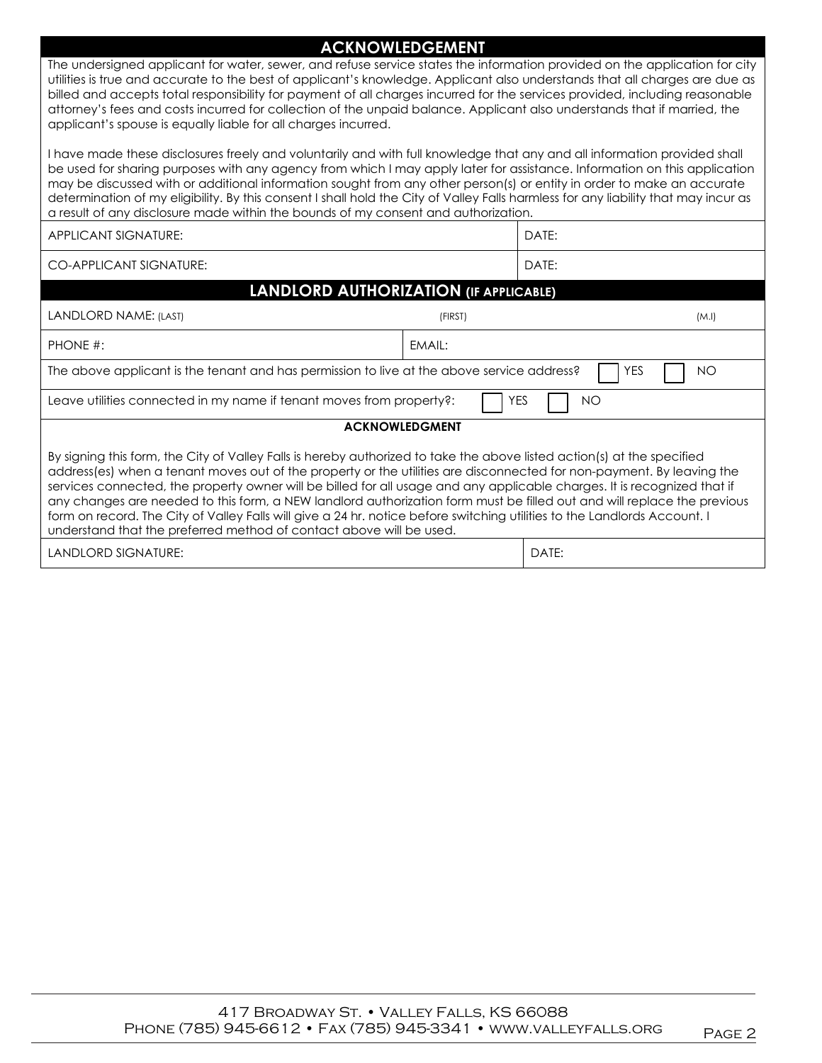## ACKNOWLEDGEMENT

The undersigned applicant for water, sewer, and refuse service states the information provided on the application for city utilities is true and accurate to the best of applicant's knowledge. Applicant also understands that all charges are due as billed and accepts total responsibility for payment of all charges incurred for the services provided, including reasonable attorney's fees and costs incurred for collection of the unpaid balance. Applicant also understands that if married, the applicant's spouse is equally liable for all charges incurred.

I have made these disclosures freely and voluntarily and with full knowledge that any and all information provided shall be used for sharing purposes with any agency from which I may apply later for assistance. Information on this application may be discussed with or additional information sought from any other person(s) or entity in order to make an accurate determination of my eligibility. By this consent I shall hold the City of Valley Falls harmless for any liability that may incur as a result of any disclosure made within the bounds of my consent and authorization.

| | |
|---|---|
| APPLICANT SIGNATURE: | DATE: |
| CO-APPLICANT SIGNATURE: | DATE: |

## LANDLORD AUTHORIZATION (IF APPLICABLE)

| | | |
|---|---|---|
| LANDLORD NAME: (LAST) | (FIRST) | (M.I) |
| PHONE #: | EMAIL: | |

The above applicant is the tenant and has permission to live at the above service address? ☐ YES ☐ NO

Leave utilities connected in my name if tenant moves from property?: ☐ YES ☐ NO

**ACKNOWLEDGMENT**

By signing this form, the City of Valley Falls is hereby authorized to take the above listed action(s) at the specified address(es) when a tenant moves out of the property or the utilities are disconnected for non-payment. By leaving the services connected, the property owner will be billed for all usage and any applicable charges. It is recognized that if any changes are needed to this form, a NEW landlord authorization form must be filled out and will replace the previous form on record. The City of Valley Falls will give a 24 hr. notice before switching utilities to the Landlords Account. I understand that the preferred method of contact above will be used.

| | |
|---|---|
| LANDLORD SIGNATURE: | DATE: |

417 Broadway St. • Valley Falls, KS 66088
Phone (785) 945-6612 • Fax (785) 945-3341 • www.valleyfalls.org